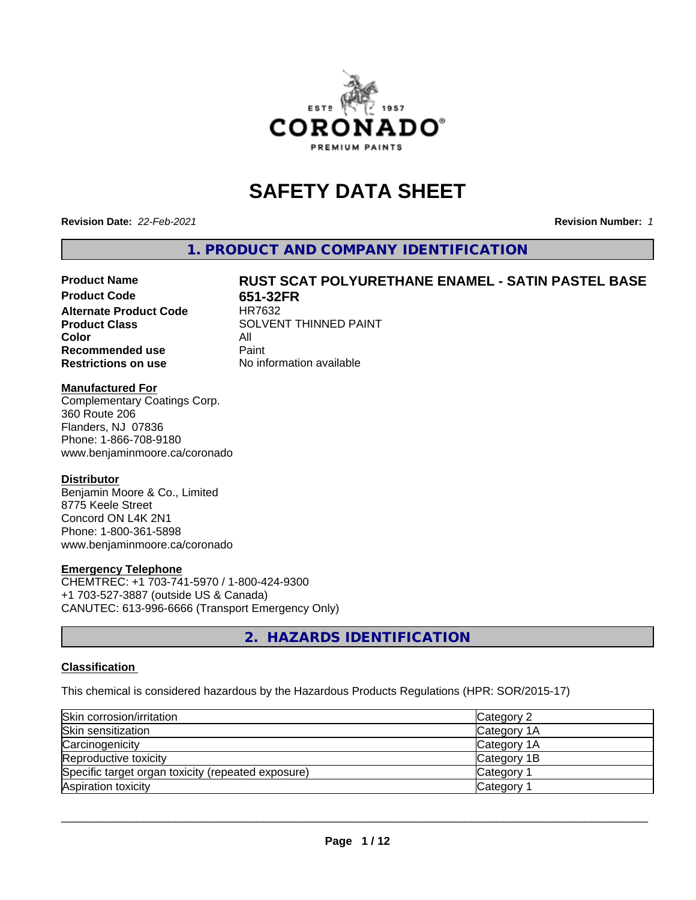# SAFETY DATA SHEET

**Revision Date:** *22-Feb-2021* **Revision Number:** *1*

## 1. PRODUCT AND COMPANY IDENTIFICATION

| | |
|---|---|
| **Product Name** | **RUST SCAT POLYURETHANE ENAMEL - SATIN PASTEL BASE** |
| **Product Code** | **651-32FR** |
| **Alternate Product Code** | HR7632 |
| **Product Class** | SOLVENT THINNED PAINT |
| **Color** | All |
| **Recommended use** | Paint |
| **Restrictions on use** | No information available |

**Manufactured For**

Complementary Coatings Corp.
360 Route 206
Flanders, NJ 07836
Phone: 1-866-708-9180
www.benjaminmoore.ca/coronado

**Distributor**

Benjamin Moore & Co., Limited
8775 Keele Street
Concord ON L4K 2N1
Phone: 1-800-361-5898
www.benjaminmoore.ca/coronado

**Emergency Telephone**

CHEMTREC: +1 703-741-5970 / 1-800-424-9300
+1 703-527-3887 (outside US & Canada)
CANUTEC: 613-996-6666 (Transport Emergency Only)

## 2. HAZARDS IDENTIFICATION

**Classification**

This chemical is considered hazardous by the Hazardous Products Regulations (HPR: SOR/2015-17)

| | |
|---|---|
| Skin corrosion/irritation | Category 2 |
| Skin sensitization | Category 1A |
| Carcinogenicity | Category 1A |
| Reproductive toxicity | Category 1B |
| Specific target organ toxicity (repeated exposure) | Category 1 |
| Aspiration toxicity | Category 1 |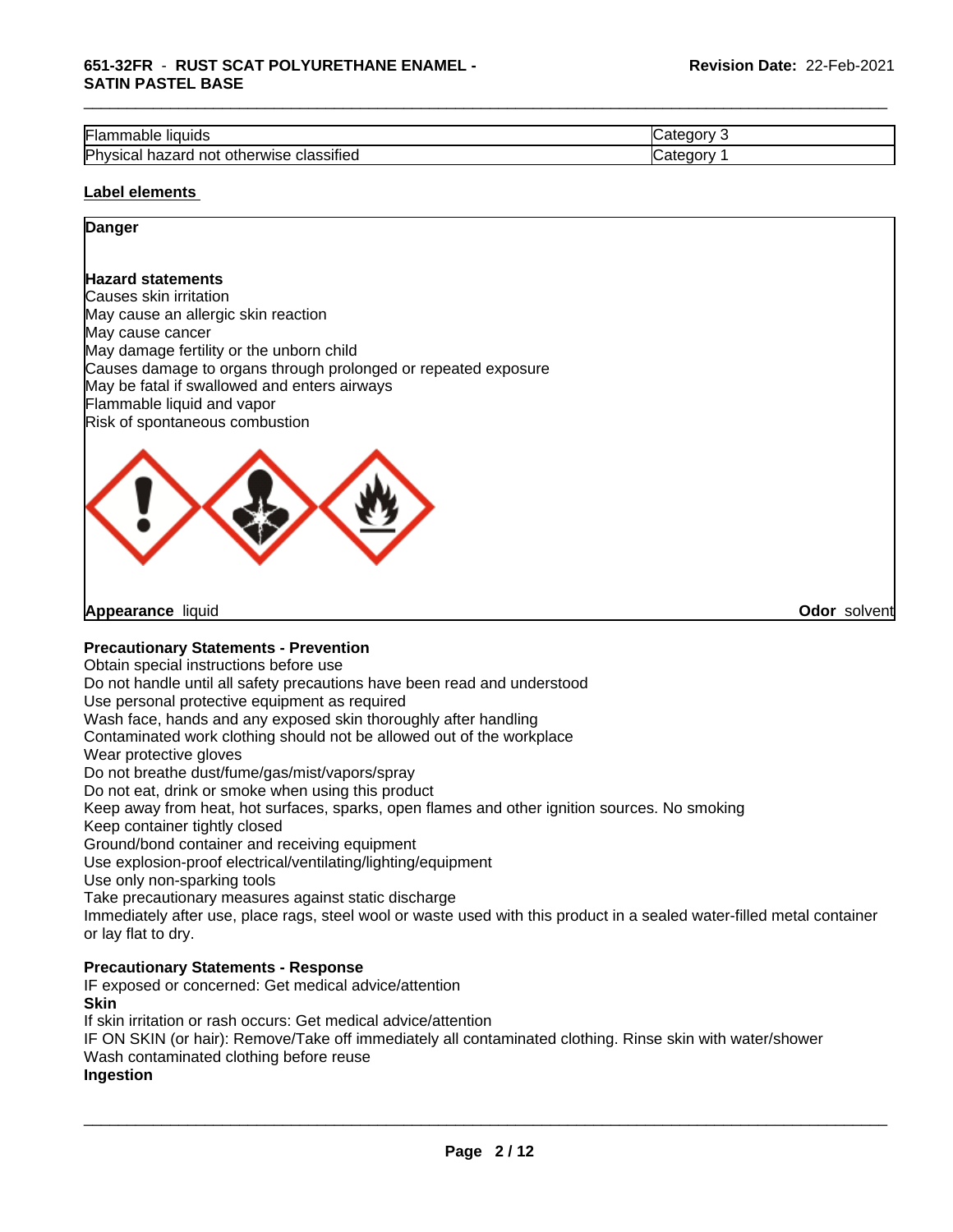| Flammable liquids | Category 3 |
|---|---|
| Physical hazard not otherwise classified | Category 1 |

**Label elements**

**Danger**

**Hazard statements**

Causes skin irritation
May cause an allergic skin reaction
May cause cancer
May damage fertility or the unborn child
Causes damage to organs through prolonged or repeated exposure
May be fatal if swallowed and enters airways
Flammable liquid and vapor
Risk of spontaneous combustion

**Appearance** liquid

**Odor** solvent

**Precautionary Statements - Prevention**

Obtain special instructions before use
Do not handle until all safety precautions have been read and understood
Use personal protective equipment as required
Wash face, hands and any exposed skin thoroughly after handling
Contaminated work clothing should not be allowed out of the workplace
Wear protective gloves
Do not breathe dust/fume/gas/mist/vapors/spray
Do not eat, drink or smoke when using this product
Keep away from heat, hot surfaces, sparks, open flames and other ignition sources. No smoking
Keep container tightly closed
Ground/bond container and receiving equipment
Use explosion-proof electrical/ventilating/lighting/equipment
Use only non-sparking tools
Take precautionary measures against static discharge
Immediately after use, place rags, steel wool or waste used with this product in a sealed water-filled metal container or lay flat to dry.

**Precautionary Statements - Response**

IF exposed or concerned: Get medical advice/attention

**Skin**

If skin irritation or rash occurs: Get medical advice/attention
IF ON SKIN (or hair): Remove/Take off immediately all contaminated clothing. Rinse skin with water/shower
Wash contaminated clothing before reuse

**Ingestion**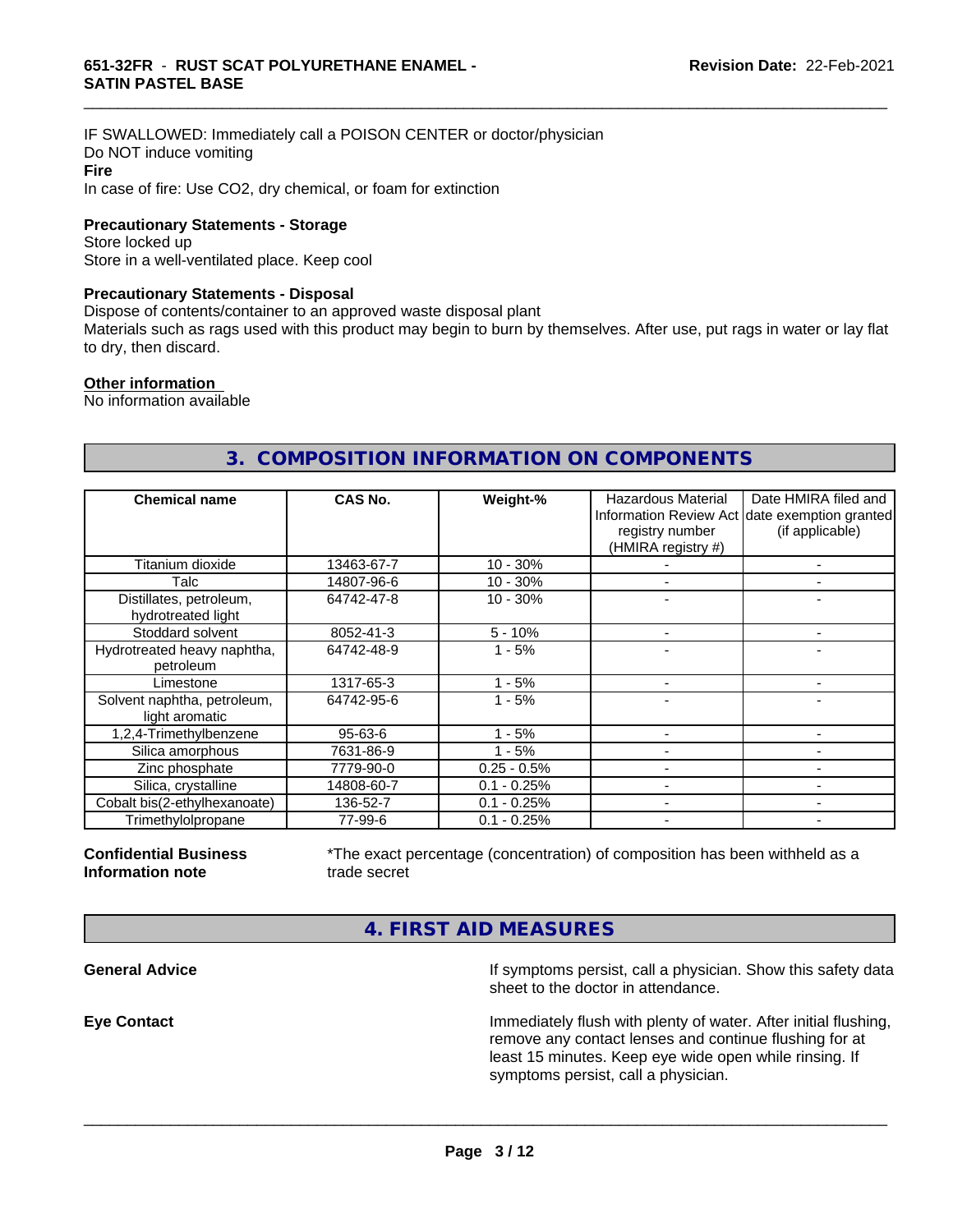IF SWALLOWED: Immediately call a POISON CENTER or doctor/physician
Do NOT induce vomiting

**Fire**

In case of fire: Use CO2, dry chemical, or foam for extinction

**Precautionary Statements - Storage**

Store locked up
Store in a well-ventilated place. Keep cool

**Precautionary Statements - Disposal**

Dispose of contents/container to an approved waste disposal plant
Materials such as rags used with this product may begin to burn by themselves. After use, put rags in water or lay flat to dry, then discard.

**Other information**

No information available

## 3. COMPOSITION INFORMATION ON COMPONENTS

| Chemical name | CAS No. | Weight-% | Hazardous Material Information Review Act registry number (HMIRA registry #) | Date HMIRA filed and date exemption granted (if applicable) |
|---|---|---|---|---|
| Titanium dioxide | 13463-67-7 | 10 - 30% | - | - |
| Talc | 14807-96-6 | 10 - 30% | - | - |
| Distillates, petroleum, hydrotreated light | 64742-47-8 | 10 - 30% | - | - |
| Stoddard solvent | 8052-41-3 | 5 - 10% | - | - |
| Hydrotreated heavy naphtha, petroleum | 64742-48-9 | 1 - 5% | - | - |
| Limestone | 1317-65-3 | 1 - 5% | - | - |
| Solvent naphtha, petroleum, light aromatic | 64742-95-6 | 1 - 5% | - | - |
| 1,2,4-Trimethylbenzene | 95-63-6 | 1 - 5% | - | - |
| Silica amorphous | 7631-86-9 | 1 - 5% | - | - |
| Zinc phosphate | 7779-90-0 | 0.25 - 0.5% | - | - |
| Silica, crystalline | 14808-60-7 | 0.1 - 0.25% | - | - |
| Cobalt bis(2-ethylhexanoate) | 136-52-7 | 0.1 - 0.25% | - | - |
| Trimethylolpropane | 77-99-6 | 0.1 - 0.25% | - | - |

**Confidential Business Information note** *The exact percentage (concentration) of composition has been withheld as a trade secret

## 4. FIRST AID MEASURES

**General Advice** If symptoms persist, call a physician. Show this safety data sheet to the doctor in attendance.

**Eye Contact** Immediately flush with plenty of water. After initial flushing, remove any contact lenses and continue flushing for at least 15 minutes. Keep eye wide open while rinsing. If symptoms persist, call a physician.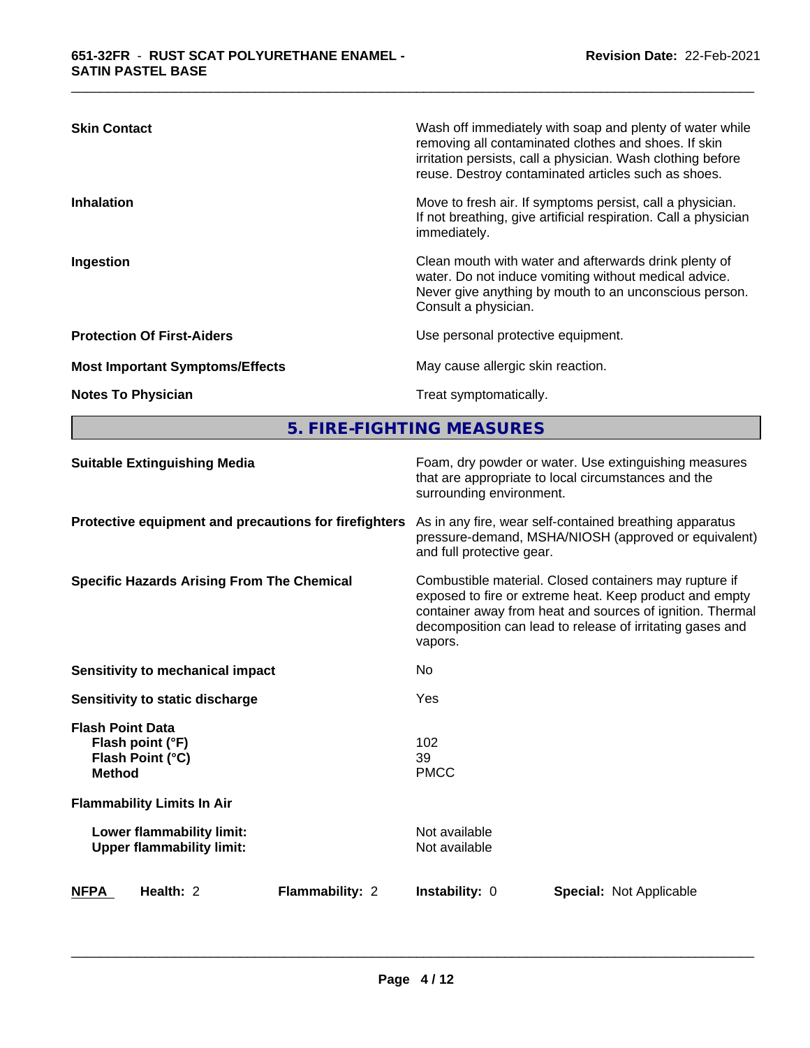| | |
|---|---|
| **Skin Contact** | Wash off immediately with soap and plenty of water while removing all contaminated clothes and shoes. If skin irritation persists, call a physician. Wash clothing before reuse. Destroy contaminated articles such as shoes. |
| **Inhalation** | Move to fresh air. If symptoms persist, call a physician. If not breathing, give artificial respiration. Call a physician immediately. |
| **Ingestion** | Clean mouth with water and afterwards drink plenty of water. Do not induce vomiting without medical advice. Never give anything by mouth to an unconscious person. Consult a physician. |
| **Protection Of First-Aiders** | Use personal protective equipment. |
| **Most Important Symptoms/Effects** | May cause allergic skin reaction. |
| **Notes To Physician** | Treat symptomatically. |

## 5. FIRE-FIGHTING MEASURES

| | |
|---|---|
| **Suitable Extinguishing Media** | Foam, dry powder or water. Use extinguishing measures that are appropriate to local circumstances and the surrounding environment. |
| **Protective equipment and precautions for firefighters** | As in any fire, wear self-contained breathing apparatus pressure-demand, MSHA/NIOSH (approved or equivalent) and full protective gear. |
| **Specific Hazards Arising From The Chemical** | Combustible material. Closed containers may rupture if exposed to fire or extreme heat. Keep product and empty container away from heat and sources of ignition. Thermal decomposition can lead to release of irritating gases and vapors. |
| **Sensitivity to mechanical impact** | No |
| **Sensitivity to static discharge** | Yes |

**Flash Point Data**

| | |
|---|---|
| **Flash point (°F)** | 102 |
| **Flash Point (°C)** | 39 |
| **Method** | PMCC |

**Flammability Limits In Air**

| | |
|---|---|
| **Lower flammability limit:** | Not available |
| **Upper flammability limit:** | Not available |

| **NFPA** | **Health:** 2 | **Flammability:** 2 | **Instability:** 0 | **Special:** Not Applicable |
|---|---|---|---|---|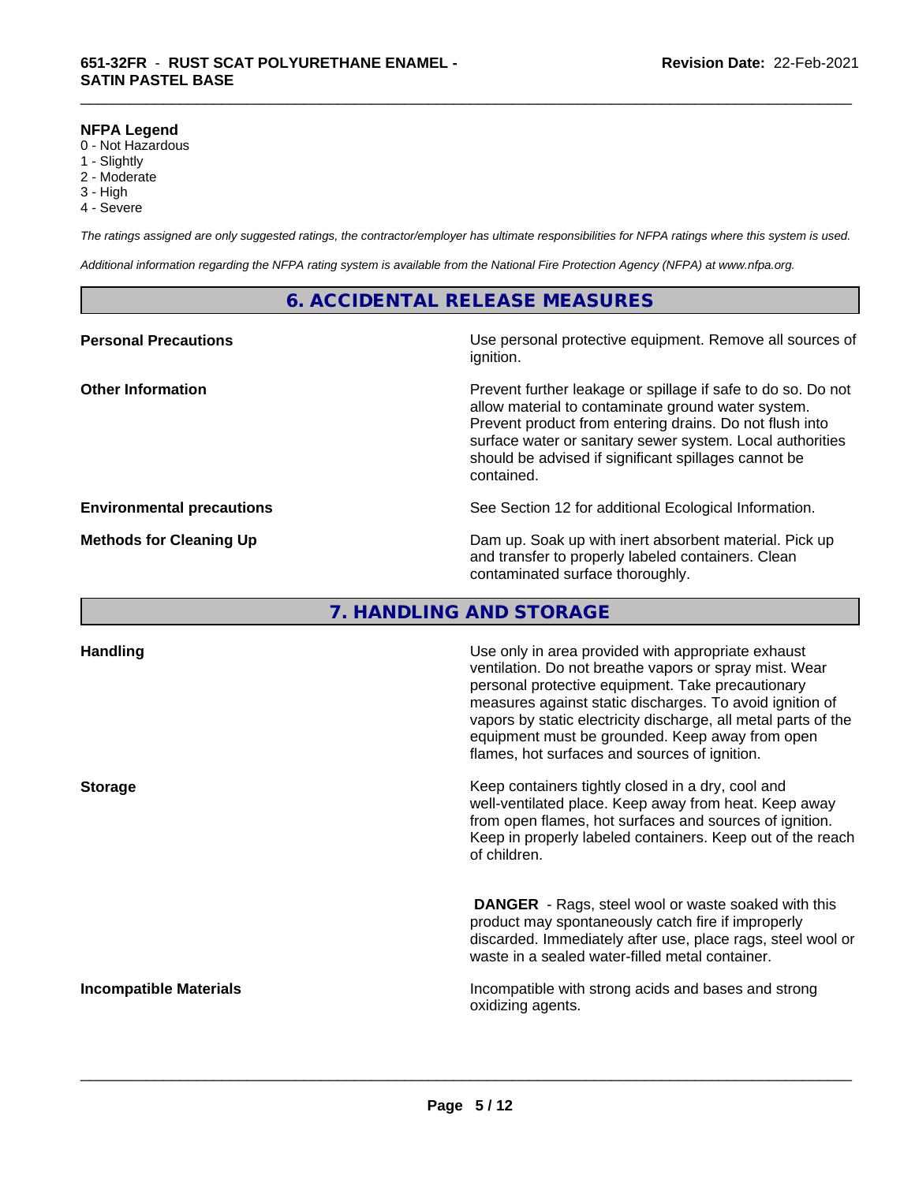**NFPA Legend**
0 - Not Hazardous
1 - Slightly
2 - Moderate
3 - High
4 - Severe

*The ratings assigned are only suggested ratings, the contractor/employer has ultimate responsibilities for NFPA ratings where this system is used.*

*Additional information regarding the NFPA rating system is available from the National Fire Protection Agency (NFPA) at www.nfpa.org.*

## 6. ACCIDENTAL RELEASE MEASURES

**Personal Precautions** — Use personal protective equipment. Remove all sources of ignition.

**Other Information** — Prevent further leakage or spillage if safe to do so. Do not allow material to contaminate ground water system. Prevent product from entering drains. Do not flush into surface water or sanitary sewer system. Local authorities should be advised if significant spillages cannot be contained.

**Environmental precautions** — See Section 12 for additional Ecological Information.

**Methods for Cleaning Up** — Dam up. Soak up with inert absorbent material. Pick up and transfer to properly labeled containers. Clean contaminated surface thoroughly.

## 7. HANDLING AND STORAGE

**Handling** — Use only in area provided with appropriate exhaust ventilation. Do not breathe vapors or spray mist. Wear personal protective equipment. Take precautionary measures against static discharges. To avoid ignition of vapors by static electricity discharge, all metal parts of the equipment must be grounded. Keep away from open flames, hot surfaces and sources of ignition.

**Storage** — Keep containers tightly closed in a dry, cool and well-ventilated place. Keep away from heat. Keep away from open flames, hot surfaces and sources of ignition. Keep in properly labeled containers. Keep out of the reach of children.

**DANGER** - Rags, steel wool or waste soaked with this product may spontaneously catch fire if improperly discarded. Immediately after use, place rags, steel wool or waste in a sealed water-filled metal container.

**Incompatible Materials** — Incompatible with strong acids and bases and strong oxidizing agents.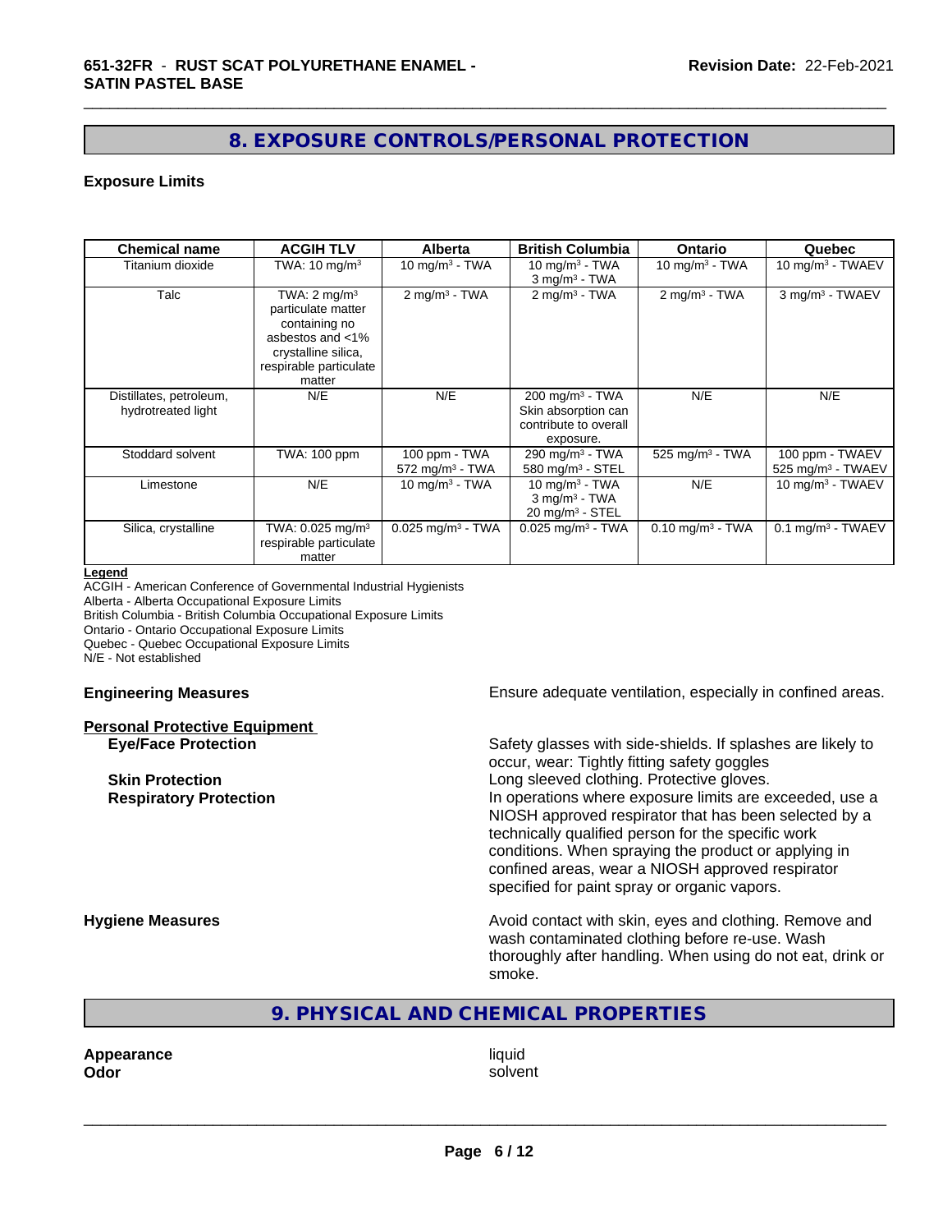## 8. EXPOSURE CONTROLS/PERSONAL PROTECTION

### Exposure Limits

| Chemical name | ACGIH TLV | Alberta | British Columbia | Ontario | Quebec |
|---|---|---|---|---|---|
| Titanium dioxide | TWA: 10 $mg/m^3$ | 10 $mg/m^3$ - TWA | 10 $mg/m^3$ - TWA<br>3 $mg/m^3$ - TWA | 10 $mg/m^3$ - TWA | 10 $mg/m^3$ - TWAEV |
| Talc | TWA: 2 $mg/m^3$ particulate matter containing no asbestos and <1% crystalline silica, respirable particulate matter | 2 $mg/m^3$ - TWA | 2 $mg/m^3$ - TWA | 2 $mg/m^3$ - TWA | 3 $mg/m^3$ - TWAEV |
| Distillates, petroleum, hydrotreated light | N/E | N/E | 200 $mg/m^3$ - TWA<br>Skin absorption can contribute to overall exposure. | N/E | N/E |
| Stoddard solvent | TWA: 100 ppm | 100 ppm - TWA<br>572 $mg/m^3$ - TWA | 290 $mg/m^3$ - TWA<br>580 $mg/m^3$ - STEL | 525 $mg/m^3$ - TWA | 100 ppm - TWAEV<br>525 $mg/m^3$ - TWAEV |
| Limestone | N/E | 10 $mg/m^3$ - TWA | 10 $mg/m^3$ - TWA<br>3 $mg/m^3$ - TWA<br>20 $mg/m^3$ - STEL | N/E | 10 $mg/m^3$ - TWAEV |
| Silica, crystalline | TWA: 0.025 $mg/m^3$ respirable particulate matter | 0.025 $mg/m^3$ - TWA | 0.025 $mg/m^3$ - TWA | 0.10 $mg/m^3$ - TWA | 0.1 $mg/m^3$ - TWAEV |

**Legend**

ACGIH - American Conference of Governmental Industrial Hygienists
Alberta - Alberta Occupational Exposure Limits
British Columbia - British Columbia Occupational Exposure Limits
Ontario - Ontario Occupational Exposure Limits
Quebec - Quebec Occupational Exposure Limits
N/E - Not established

**Engineering Measures** Ensure adequate ventilation, especially in confined areas.

**Personal Protective Equipment**

**Eye/Face Protection** Safety glasses with side-shields. If splashes are likely to occur, wear: Tightly fitting safety goggles

**Skin Protection** Long sleeved clothing. Protective gloves.

**Respiratory Protection** In operations where exposure limits are exceeded, use a NIOSH approved respirator that has been selected by a technically qualified person for the specific work conditions. When spraying the product or applying in confined areas, wear a NIOSH approved respirator specified for paint spray or organic vapors.

**Hygiene Measures** Avoid contact with skin, eyes and clothing. Remove and wash contaminated clothing before re-use. Wash thoroughly after handling. When using do not eat, drink or smoke.

## 9. PHYSICAL AND CHEMICAL PROPERTIES

**Appearance** liquid
**Odor** solvent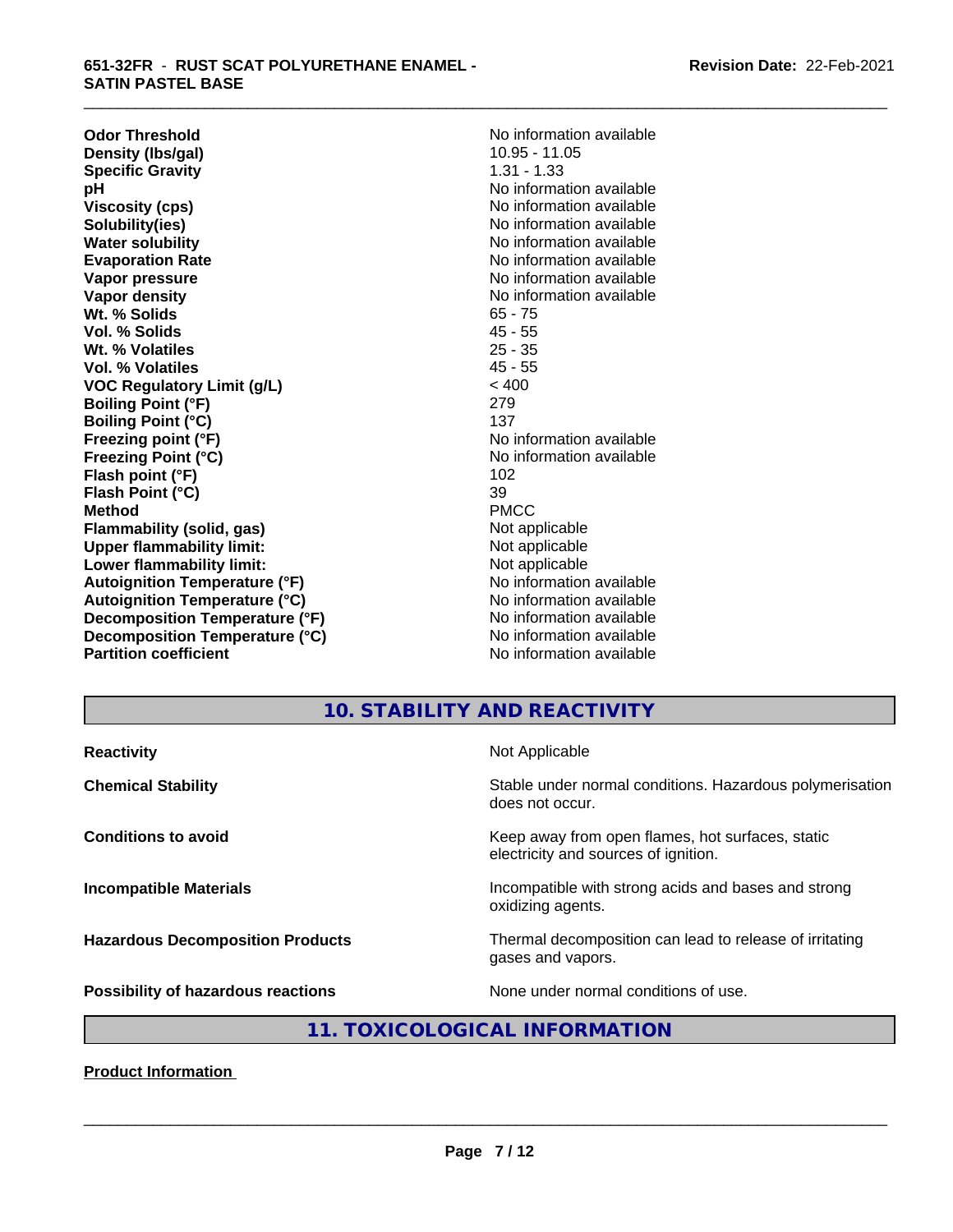| | |
|---|---|
| **Odor Threshold** | No information available |
| **Density (lbs/gal)** | 10.95 - 11.05 |
| **Specific Gravity** | 1.31 - 1.33 |
| **pH** | No information available |
| **Viscosity (cps)** | No information available |
| **Solubility(ies)** | No information available |
| **Water solubility** | No information available |
| **Evaporation Rate** | No information available |
| **Vapor pressure** | No information available |
| **Vapor density** | No information available |
| **Wt. % Solids** | 65 - 75 |
| **Vol. % Solids** | 45 - 55 |
| **Wt. % Volatiles** | 25 - 35 |
| **Vol. % Volatiles** | 45 - 55 |
| **VOC Regulatory Limit (g/L)** | < 400 |
| **Boiling Point (°F)** | 279 |
| **Boiling Point (°C)** | 137 |
| **Freezing point (°F)** | No information available |
| **Freezing Point (°C)** | No information available |
| **Flash point (°F)** | 102 |
| **Flash Point (°C)** | 39 |
| **Method** | PMCC |
| **Flammability (solid, gas)** | Not applicable |
| **Upper flammability limit:** | Not applicable |
| **Lower flammability limit:** | Not applicable |
| **Autoignition Temperature (°F)** | No information available |
| **Autoignition Temperature (°C)** | No information available |
| **Decomposition Temperature (°F)** | No information available |
| **Decomposition Temperature (°C)** | No information available |
| **Partition coefficient** | No information available |

## 10. STABILITY AND REACTIVITY

| | |
|---|---|
| **Reactivity** | Not Applicable |
| **Chemical Stability** | Stable under normal conditions. Hazardous polymerisation does not occur. |
| **Conditions to avoid** | Keep away from open flames, hot surfaces, static electricity and sources of ignition. |
| **Incompatible Materials** | Incompatible with strong acids and bases and strong oxidizing agents. |
| **Hazardous Decomposition Products** | Thermal decomposition can lead to release of irritating gases and vapors. |
| **Possibility of hazardous reactions** | None under normal conditions of use. |

## 11. TOXICOLOGICAL INFORMATION

**Product Information**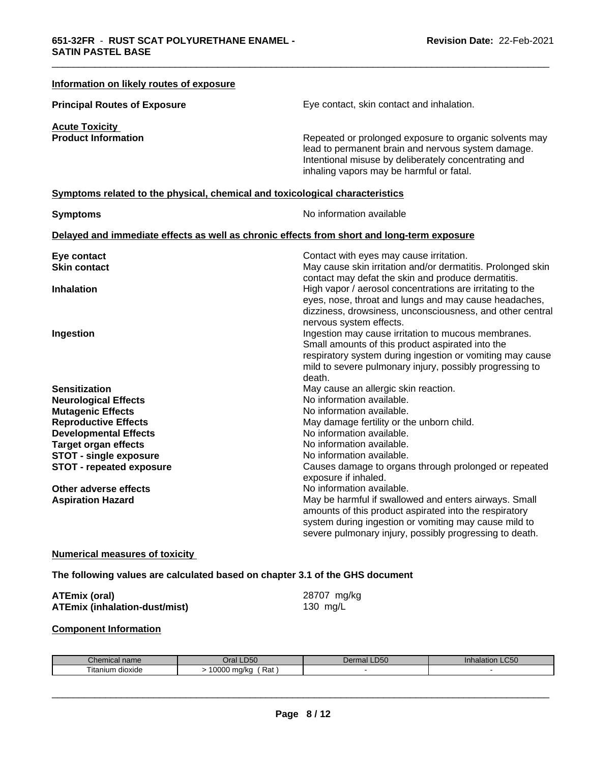### Information on likely routes of exposure

**Principal Routes of Exposure** Eye contact, skin contact and inhalation.

**Acute Toxicity**

**Product Information** Repeated or prolonged exposure to organic solvents may lead to permanent brain and nervous system damage. Intentional misuse by deliberately concentrating and inhaling vapors may be harmful or fatal.

### Symptoms related to the physical, chemical and toxicological characteristics

**Symptoms** No information available

### Delayed and immediate effects as well as chronic effects from short and long-term exposure

**Eye contact** Contact with eyes may cause irritation.

**Skin contact** May cause skin irritation and/or dermatitis. Prolonged skin contact may defat the skin and produce dermatitis.

**Inhalation** High vapor / aerosol concentrations are irritating to the eyes, nose, throat and lungs and may cause headaches, dizziness, drowsiness, unconsciousness, and other central nervous system effects.

**Ingestion** Ingestion may cause irritation to mucous membranes. Small amounts of this product aspirated into the respiratory system during ingestion or vomiting may cause mild to severe pulmonary injury, possibly progressing to death.

**Sensitization** May cause an allergic skin reaction.

**Neurological Effects** No information available.

**Mutagenic Effects** No information available.

**Reproductive Effects** May damage fertility or the unborn child.

**Developmental Effects** No information available.

**Target organ effects** No information available.

**STOT - single exposure** No information available.

**STOT - repeated exposure** Causes damage to organs through prolonged or repeated exposure if inhaled.

**Other adverse effects** No information available.

**Aspiration Hazard** May be harmful if swallowed and enters airways. Small amounts of this product aspirated into the respiratory system during ingestion or vomiting may cause mild to severe pulmonary injury, possibly progressing to death.

### Numerical measures of toxicity

**The following values are calculated based on chapter 3.1 of the GHS document**

**ATEmix (oral)** 28707 mg/kg

**ATEmix (inhalation-dust/mist)** 130 mg/L

### Component Information

| Chemical name | Oral LD50 | Dermal LD50 | Inhalation LC50 |
|---|---|---|---|
| Titanium dioxide | > 10000 mg/kg ( Rat ) | - | - |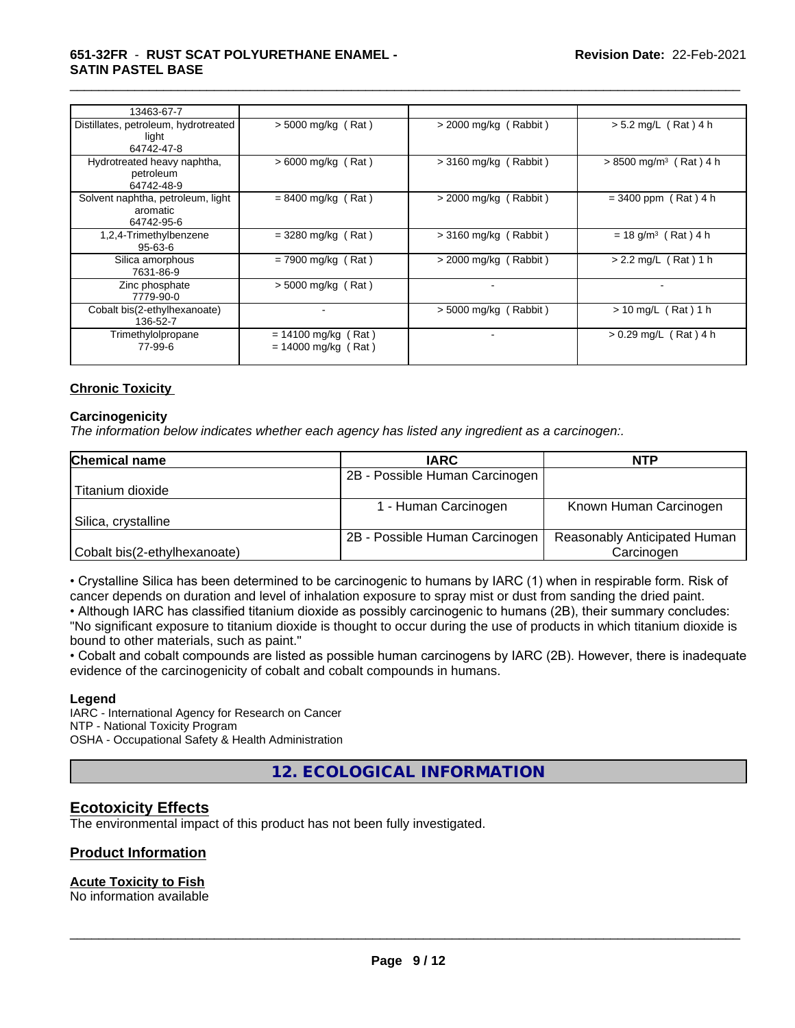| | | | |
|---|---|---|---|
| 13463-67-7 | | | |
| Distillates, petroleum, hydrotreated light 64742-47-8 | > 5000 mg/kg ( Rat ) | > 2000 mg/kg ( Rabbit ) | > 5.2 mg/L ( Rat ) 4 h |
| Hydrotreated heavy naphtha, petroleum 64742-48-9 | > 6000 mg/kg ( Rat ) | > 3160 mg/kg ( Rabbit ) | > 8500 mg/m³ ( Rat ) 4 h |
| Solvent naphtha, petroleum, light aromatic 64742-95-6 | = 8400 mg/kg ( Rat ) | > 2000 mg/kg ( Rabbit ) | = 3400 ppm ( Rat ) 4 h |
| 1,2,4-Trimethylbenzene 95-63-6 | = 3280 mg/kg ( Rat ) | > 3160 mg/kg ( Rabbit ) | = 18 g/m³ ( Rat ) 4 h |
| Silica amorphous 7631-86-9 | = 7900 mg/kg ( Rat ) | > 2000 mg/kg ( Rabbit ) | > 2.2 mg/L ( Rat ) 1 h |
| Zinc phosphate 7779-90-0 | > 5000 mg/kg ( Rat ) | - | - |
| Cobalt bis(2-ethylhexanoate) 136-52-7 | - | > 5000 mg/kg ( Rabbit ) | > 10 mg/L ( Rat ) 1 h |
| Trimethylolpropane 77-99-6 | = 14100 mg/kg ( Rat ) = 14000 mg/kg ( Rat ) | - | > 0.29 mg/L ( Rat ) 4 h |

**Chronic Toxicity**

**Carcinogenicity**

*The information below indicates whether each agency has listed any ingredient as a carcinogen:.*

| Chemical name | IARC | NTP |
|---|---|---|
| Titanium dioxide | 2B - Possible Human Carcinogen | |
| Silica, crystalline | 1 - Human Carcinogen | Known Human Carcinogen |
| Cobalt bis(2-ethylhexanoate) | 2B - Possible Human Carcinogen | Reasonably Anticipated Human Carcinogen |

• Crystalline Silica has been determined to be carcinogenic to humans by IARC (1) when in respirable form. Risk of cancer depends on duration and level of inhalation exposure to spray mist or dust from sanding the dried paint.
• Although IARC has classified titanium dioxide as possibly carcinogenic to humans (2B), their summary concludes: "No significant exposure to titanium dioxide is thought to occur during the use of products in which titanium dioxide is bound to other materials, such as paint."
• Cobalt and cobalt compounds are listed as possible human carcinogens by IARC (2B). However, there is inadequate evidence of the carcinogenicity of cobalt and cobalt compounds in humans.

**Legend**

IARC - International Agency for Research on Cancer
NTP - National Toxicity Program
OSHA - Occupational Safety & Health Administration

## 12. ECOLOGICAL INFORMATION

**Ecotoxicity Effects**

The environmental impact of this product has not been fully investigated.

**Product Information**

**Acute Toxicity to Fish**

No information available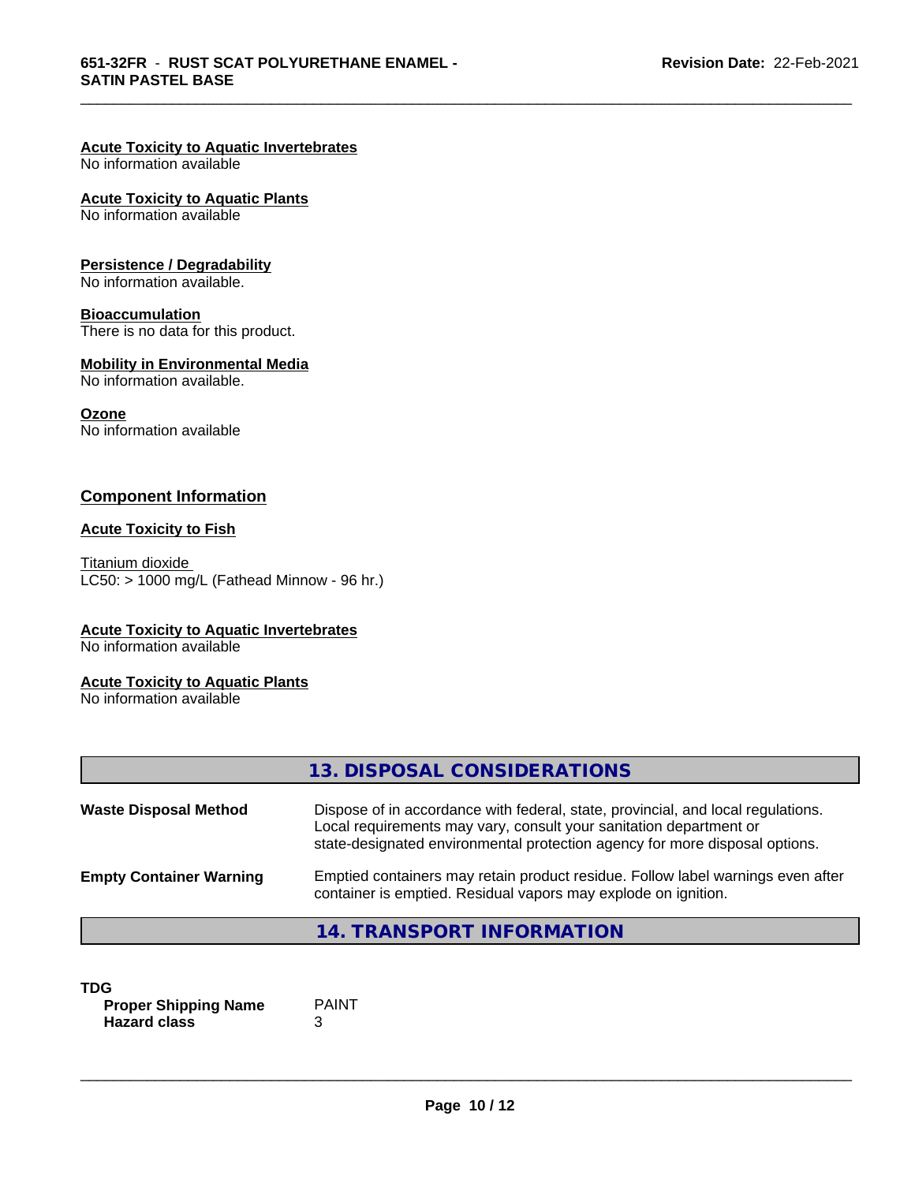**Acute Toxicity to Aquatic Invertebrates**
No information available

**Acute Toxicity to Aquatic Plants**
No information available

**Persistence / Degradability**
No information available.

**Bioaccumulation**
There is no data for this product.

**Mobility in Environmental Media**
No information available.

**Ozone**
No information available

## Component Information

**Acute Toxicity to Fish**

Titanium dioxide
LC50: > 1000 mg/L (Fathead Minnow - 96 hr.)

**Acute Toxicity to Aquatic Invertebrates**
No information available

**Acute Toxicity to Aquatic Plants**
No information available

## 13. DISPOSAL CONSIDERATIONS

| | |
|---|---|
| **Waste Disposal Method** | Dispose of in accordance with federal, state, provincial, and local regulations. Local requirements may vary, consult your sanitation department or state-designated environmental protection agency for more disposal options. |
| **Empty Container Warning** | Emptied containers may retain product residue. Follow label warnings even after container is emptied. Residual vapors may explode on ignition. |

## 14. TRANSPORT INFORMATION

**TDG**

| | |
|---|---|
| **Proper Shipping Name** | PAINT |
| **Hazard class** | 3 |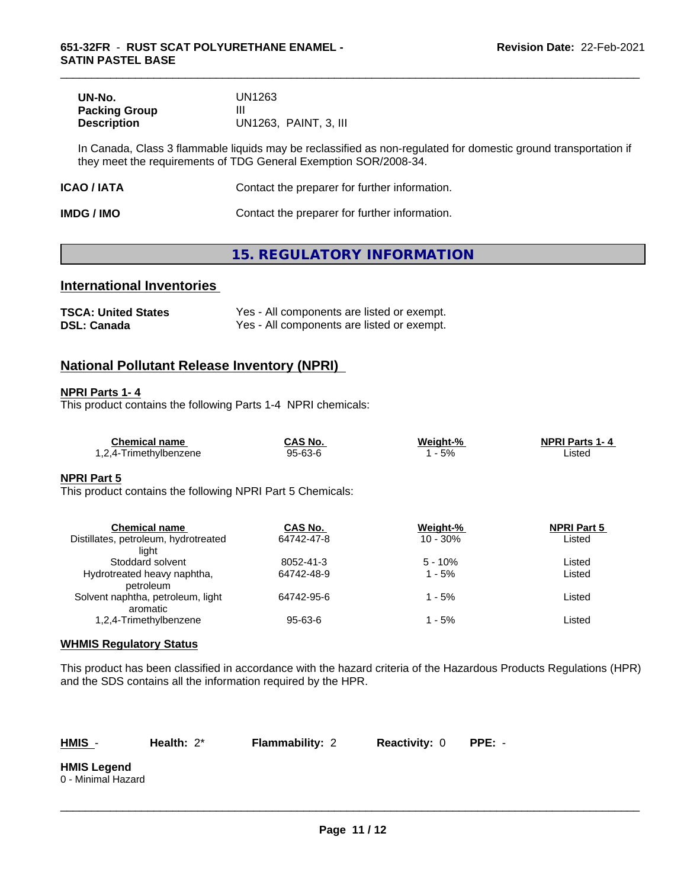| | |
|---|---|
| **UN-No.** | UN1263 |
| **Packing Group** | III |
| **Description** | UN1263, PAINT, 3, III |

In Canada, Class 3 flammable liquids may be reclassified as non-regulated for domestic ground transportation if they meet the requirements of TDG General Exemption SOR/2008-34.

| | |
|---|---|
| **ICAO / IATA** | Contact the preparer for further information. |
| **IMDG / IMO** | Contact the preparer for further information. |

## 15. REGULATORY INFORMATION

### International Inventories

| | |
|---|---|
| **TSCA: United States** | Yes - All components are listed or exempt. |
| **DSL: Canada** | Yes - All components are listed or exempt. |

### National Pollutant Release Inventory (NPRI)

**NPRI Parts 1- 4**

This product contains the following Parts 1-4 NPRI chemicals:

| Chemical name | CAS No. | Weight-% | NPRI Parts 1- 4 |
|---|---|---|---|
| 1,2,4-Trimethylbenzene | 95-63-6 | 1 - 5% | Listed |

**NPRI Part 5**

This product contains the following NPRI Part 5 Chemicals:

| Chemical name | CAS No. | Weight-% | NPRI Part 5 |
|---|---|---|---|
| Distillates, petroleum, hydrotreated light | 64742-47-8 | 10 - 30% | Listed |
| Stoddard solvent | 8052-41-3 | 5 - 10% | Listed |
| Hydrotreated heavy naphtha, petroleum | 64742-48-9 | 1 - 5% | Listed |
| Solvent naphtha, petroleum, light aromatic | 64742-95-6 | 1 - 5% | Listed |
| 1,2,4-Trimethylbenzene | 95-63-6 | 1 - 5% | Listed |

**WHMIS Regulatory Status**

This product has been classified in accordance with the hazard criteria of the Hazardous Products Regulations (HPR) and the SDS contains all the information required by the HPR.

| HMIS - | Health: 2* | Flammability: 2 | Reactivity: 0 | PPE: - |
|---|---|---|---|---|

**HMIS Legend**

0 - Minimal Hazard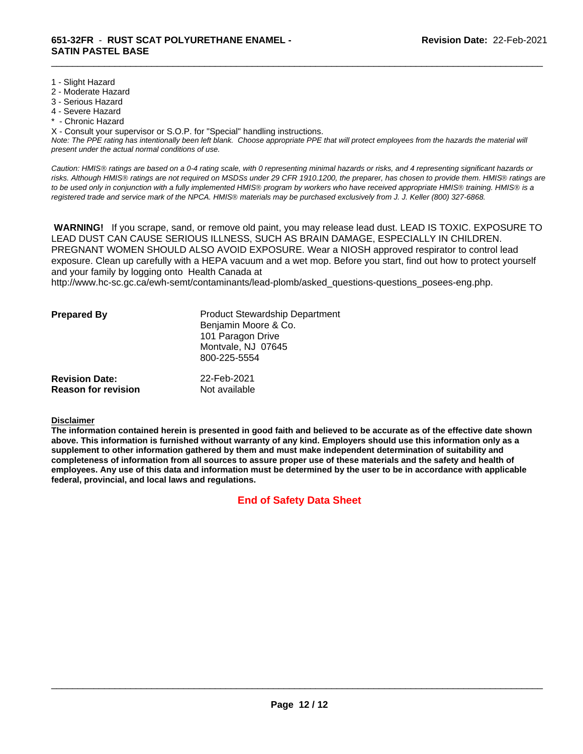1 - Slight Hazard
2 - Moderate Hazard
3 - Serious Hazard
4 - Severe Hazard
* - Chronic Hazard
X - Consult your supervisor or S.O.P. for "Special" handling instructions.

*Note: The PPE rating has intentionally been left blank. Choose appropriate PPE that will protect employees from the hazards the material will present under the actual normal conditions of use.*

*Caution: HMIS® ratings are based on a 0-4 rating scale, with 0 representing minimal hazards or risks, and 4 representing significant hazards or risks. Although HMIS® ratings are not required on MSDSs under 29 CFR 1910.1200, the preparer, has chosen to provide them. HMIS® ratings are to be used only in conjunction with a fully implemented HMIS® program by workers who have received appropriate HMIS® training. HMIS® is a registered trade and service mark of the NPCA. HMIS® materials may be purchased exclusively from J. J. Keller (800) 327-6868.*

**WARNING!** If you scrape, sand, or remove old paint, you may release lead dust. LEAD IS TOXIC. EXPOSURE TO LEAD DUST CAN CAUSE SERIOUS ILLNESS, SUCH AS BRAIN DAMAGE, ESPECIALLY IN CHILDREN. PREGNANT WOMEN SHOULD ALSO AVOID EXPOSURE. Wear a NIOSH approved respirator to control lead exposure. Clean up carefully with a HEPA vacuum and a wet mop. Before you start, find out how to protect yourself and your family by logging onto Health Canada at http://www.hc-sc.gc.ca/ewh-semt/contaminants/lead-plomb/asked_questions-questions_posees-eng.php.

| | |
|---|---|
| **Prepared By** | Product Stewardship Department<br>Benjamin Moore & Co.<br>101 Paragon Drive<br>Montvale, NJ 07645<br>800-225-5554 |
| **Revision Date:** | 22-Feb-2021 |
| **Reason for revision** | Not available |

**Disclaimer**

**The information contained herein is presented in good faith and believed to be accurate as of the effective date shown above. This information is furnished without warranty of any kind. Employers should use this information only as a supplement to other information gathered by them and must make independent determination of suitability and completeness of information from all sources to assure proper use of these materials and the safety and health of employees. Any use of this data and information must be determined by the user to be in accordance with applicable federal, provincial, and local laws and regulations.**

**End of Safety Data Sheet**